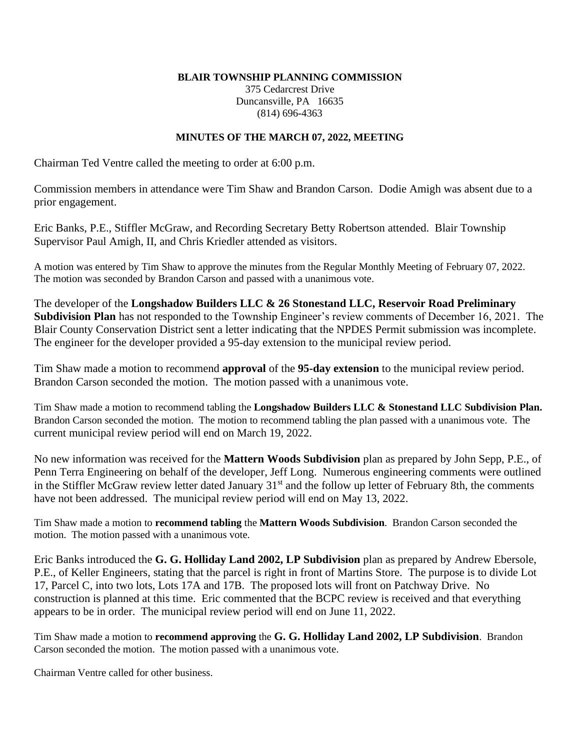**BLAIR TOWNSHIP PLANNING COMMISSION**
375 Cedarcrest Drive
Duncansville, PA 16635
(814) 696-4363

**MINUTES OF THE MARCH 07, 2022, MEETING**

Chairman Ted Ventre called the meeting to order at 6:00 p.m.

Commission members in attendance were Tim Shaw and Brandon Carson. Dodie Amigh was absent due to a prior engagement.

Eric Banks, P.E., Stiffler McGraw, and Recording Secretary Betty Robertson attended. Blair Township Supervisor Paul Amigh, II, and Chris Kriedler attended as visitors.

A motion was entered by Tim Shaw to approve the minutes from the Regular Monthly Meeting of February 07, 2022. The motion was seconded by Brandon Carson and passed with a unanimous vote.

The developer of the **Longshadow Builders LLC & 26 Stonestand LLC, Reservoir Road Preliminary Subdivision Plan** has not responded to the Township Engineer's review comments of December 16, 2021. The Blair County Conservation District sent a letter indicating that the NPDES Permit submission was incomplete. The engineer for the developer provided a 95-day extension to the municipal review period.

Tim Shaw made a motion to recommend **approval** of the **95-day extension** to the municipal review period. Brandon Carson seconded the motion. The motion passed with a unanimous vote.

Tim Shaw made a motion to recommend tabling the **Longshadow Builders LLC & Stonestand LLC Subdivision Plan.** Brandon Carson seconded the motion. The motion to recommend tabling the plan passed with a unanimous vote. The current municipal review period will end on March 19, 2022.

No new information was received for the **Mattern Woods Subdivision** plan as prepared by John Sepp, P.E., of Penn Terra Engineering on behalf of the developer, Jeff Long. Numerous engineering comments were outlined in the Stiffler McGraw review letter dated January 31st and the follow up letter of February 8th, the comments have not been addressed. The municipal review period will end on May 13, 2022.

Tim Shaw made a motion to **recommend tabling** the **Mattern Woods Subdivision**. Brandon Carson seconded the motion. The motion passed with a unanimous vote.

Eric Banks introduced the **G. G. Holliday Land 2002, LP Subdivision** plan as prepared by Andrew Ebersole, P.E., of Keller Engineers, stating that the parcel is right in front of Martins Store. The purpose is to divide Lot 17, Parcel C, into two lots, Lots 17A and 17B. The proposed lots will front on Patchway Drive. No construction is planned at this time. Eric commented that the BCPC review is received and that everything appears to be in order. The municipal review period will end on June 11, 2022.

Tim Shaw made a motion to **recommend approving** the **G. G. Holliday Land 2002, LP Subdivision**. Brandon Carson seconded the motion. The motion passed with a unanimous vote.

Chairman Ventre called for other business.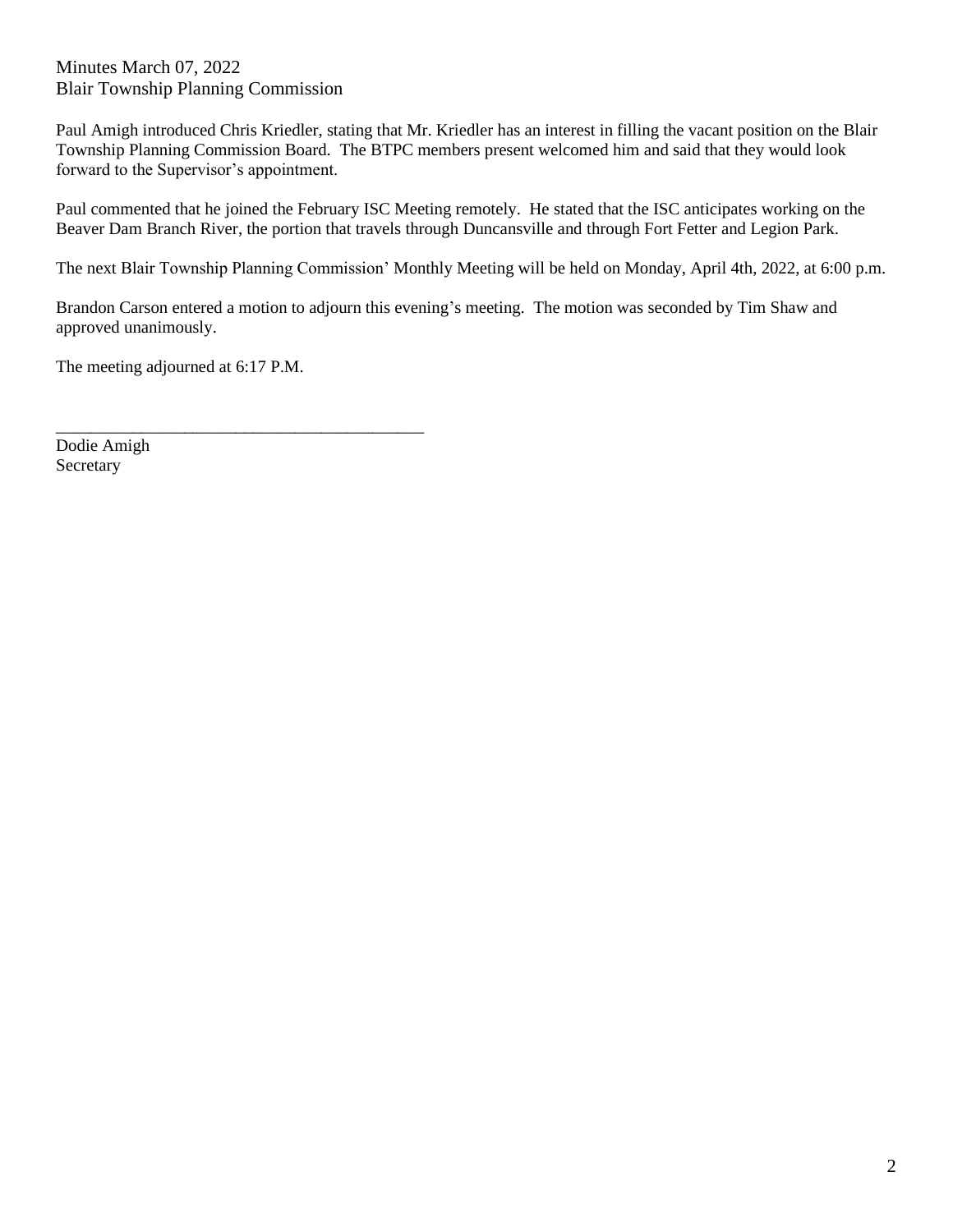Minutes March 07, 2022
Blair Township Planning Commission

Paul Amigh introduced Chris Kriedler, stating that Mr. Kriedler has an interest in filling the vacant position on the Blair Township Planning Commission Board. The BTPC members present welcomed him and said that they would look forward to the Supervisor's appointment.

Paul commented that he joined the February ISC Meeting remotely. He stated that the ISC anticipates working on the Beaver Dam Branch River, the portion that travels through Duncansville and through Fort Fetter and Legion Park.

The next Blair Township Planning Commission' Monthly Meeting will be held on Monday, April 4th, 2022, at 6:00 p.m.

Brandon Carson entered a motion to adjourn this evening's meeting. The motion was seconded by Tim Shaw and approved unanimously.

The meeting adjourned at 6:17 P.M.

_____________________________________________
Dodie Amigh
Secretary